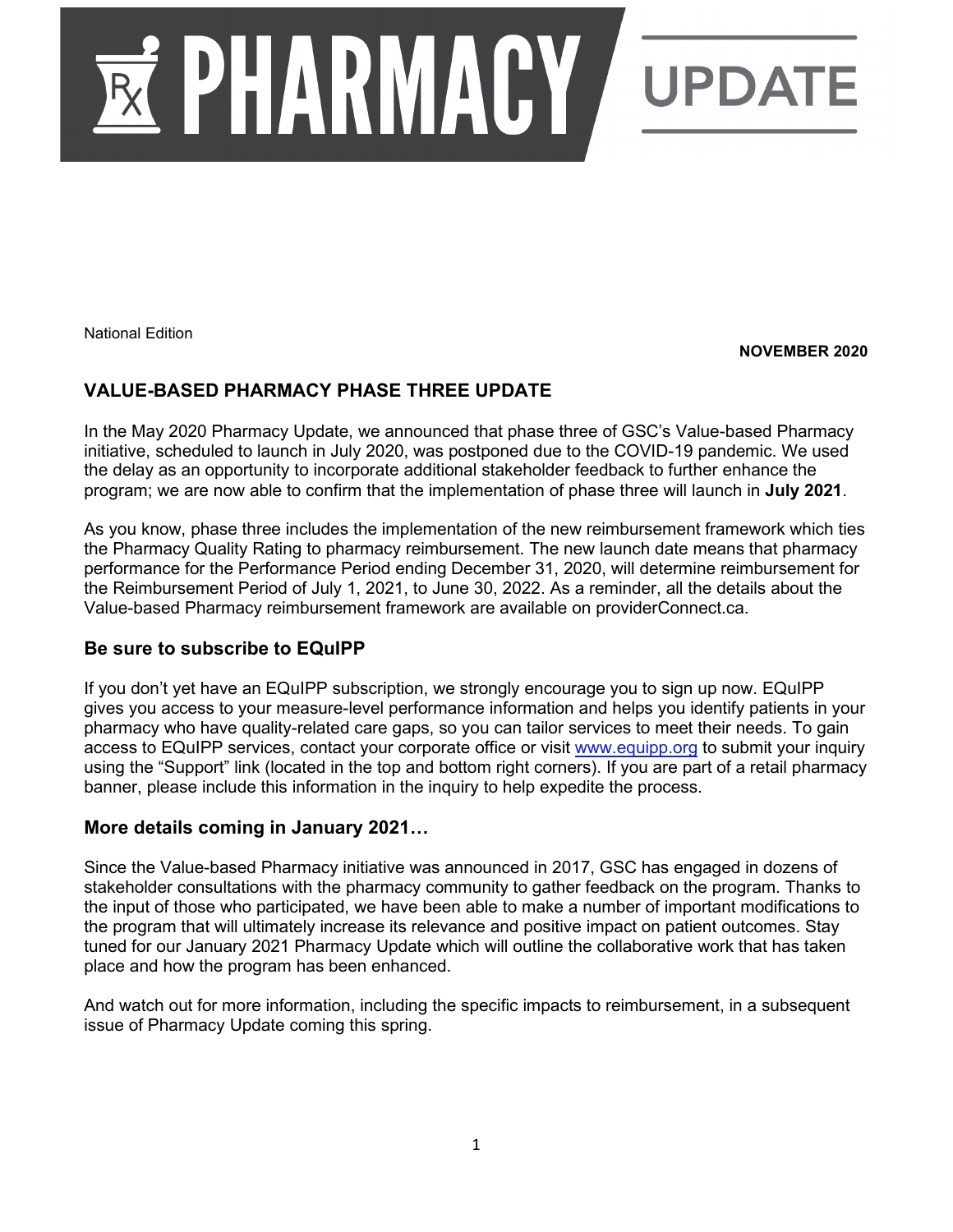# PHARMACY UPDATE

National Edition

**NOVEMBER 2020**

## VALUE-BASED PHARMACY PHASE THREE UPDATE

In the May 2020 Pharmacy Update, we announced that phase three of GSC's Value-based Pharmacy initiative, scheduled to launch in July 2020, was postponed due to the COVID-19 pandemic. We used the delay as an opportunity to incorporate additional stakeholder feedback to further enhance the program; we are now able to confirm that the implementation of phase three will launch in **July 2021**.

As you know, phase three includes the implementation of the new reimbursement framework which ties the Pharmacy Quality Rating to pharmacy reimbursement. The new launch date means that pharmacy performance for the Performance Period ending December 31, 2020, will determine reimbursement for the Reimbursement Period of July 1, 2021, to June 30, 2022. As a reminder, all the details about the Value-based Pharmacy reimbursement framework are available on providerConnect.ca.

### Be sure to subscribe to EQuIPP

If you don't yet have an EQuIPP subscription, we strongly encourage you to sign up now. EQuIPP gives you access to your measure-level performance information and helps you identify patients in your pharmacy who have quality-related care gaps, so you can tailor services to meet their needs. To gain access to EQuIPP services, contact your corporate office or visit [www.equipp.org](http://www.equipp.org) to submit your inquiry using the "Support" link (located in the top and bottom right corners). If you are part of a retail pharmacy banner, please include this information in the inquiry to help expedite the process.

### More details coming in January 2021…

Since the Value-based Pharmacy initiative was announced in 2017, GSC has engaged in dozens of stakeholder consultations with the pharmacy community to gather feedback on the program. Thanks to the input of those who participated, we have been able to make a number of important modifications to the program that will ultimately increase its relevance and positive impact on patient outcomes. Stay tuned for our January 2021 Pharmacy Update which will outline the collaborative work that has taken place and how the program has been enhanced.

And watch out for more information, including the specific impacts to reimbursement, in a subsequent issue of Pharmacy Update coming this spring.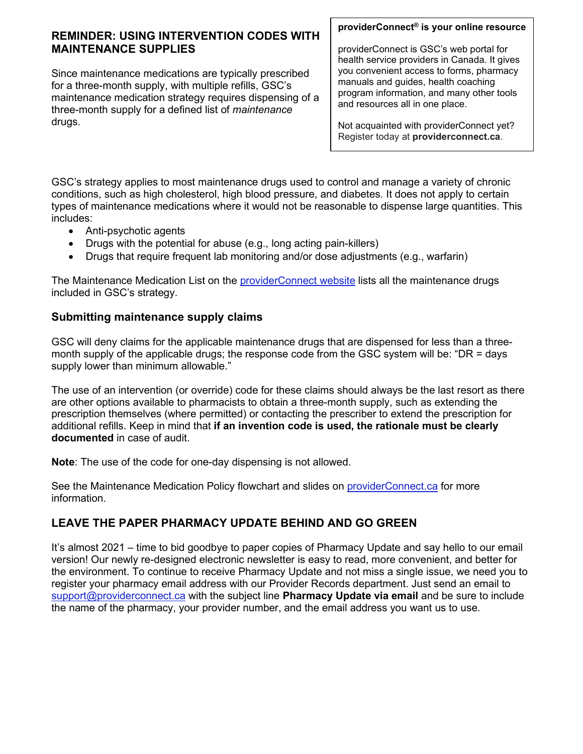## REMINDER: USING INTERVENTION CODES WITH MAINTENANCE SUPPLIES

Since maintenance medications are typically prescribed for a three-month supply, with multiple refills, GSC's maintenance medication strategy requires dispensing of a three-month supply for a defined list of *maintenance* drugs.

> **providerConnect® is your online resource**
>
> providerConnect is GSC's web portal for health service providers in Canada. It gives you convenient access to forms, pharmacy manuals and guides, health coaching program information, and many other tools and resources all in one place.
>
> Not acquainted with providerConnect yet? Register today at **providerconnect.ca**.

GSC's strategy applies to most maintenance drugs used to control and manage a variety of chronic conditions, such as high cholesterol, high blood pressure, and diabetes. It does not apply to certain types of maintenance medications where it would not be reasonable to dispense large quantities. This includes:

- Anti-psychotic agents
- Drugs with the potential for abuse (e.g., long acting pain-killers)
- Drugs that require frequent lab monitoring and/or dose adjustments (e.g., warfarin)

The Maintenance Medication List on the providerConnect website lists all the maintenance drugs included in GSC's strategy.

### Submitting maintenance supply claims

GSC will deny claims for the applicable maintenance drugs that are dispensed for less than a three-month supply of the applicable drugs; the response code from the GSC system will be: "DR = days supply lower than minimum allowable."

The use of an intervention (or override) code for these claims should always be the last resort as there are other options available to pharmacists to obtain a three-month supply, such as extending the prescription themselves (where permitted) or contacting the prescriber to extend the prescription for additional refills. Keep in mind that **if an invention code is used, the rationale must be clearly documented** in case of audit.

**Note**: The use of the code for one-day dispensing is not allowed.

See the Maintenance Medication Policy flowchart and slides on providerConnect.ca for more information.

## LEAVE THE PAPER PHARMACY UPDATE BEHIND AND GO GREEN

It's almost 2021 – time to bid goodbye to paper copies of Pharmacy Update and say hello to our email version! Our newly re-designed electronic newsletter is easy to read, more convenient, and better for the environment. To continue to receive Pharmacy Update and not miss a single issue, we need you to register your pharmacy email address with our Provider Records department. Just send an email to support@providerconnect.ca with the subject line **Pharmacy Update via email** and be sure to include the name of the pharmacy, your provider number, and the email address you want us to use.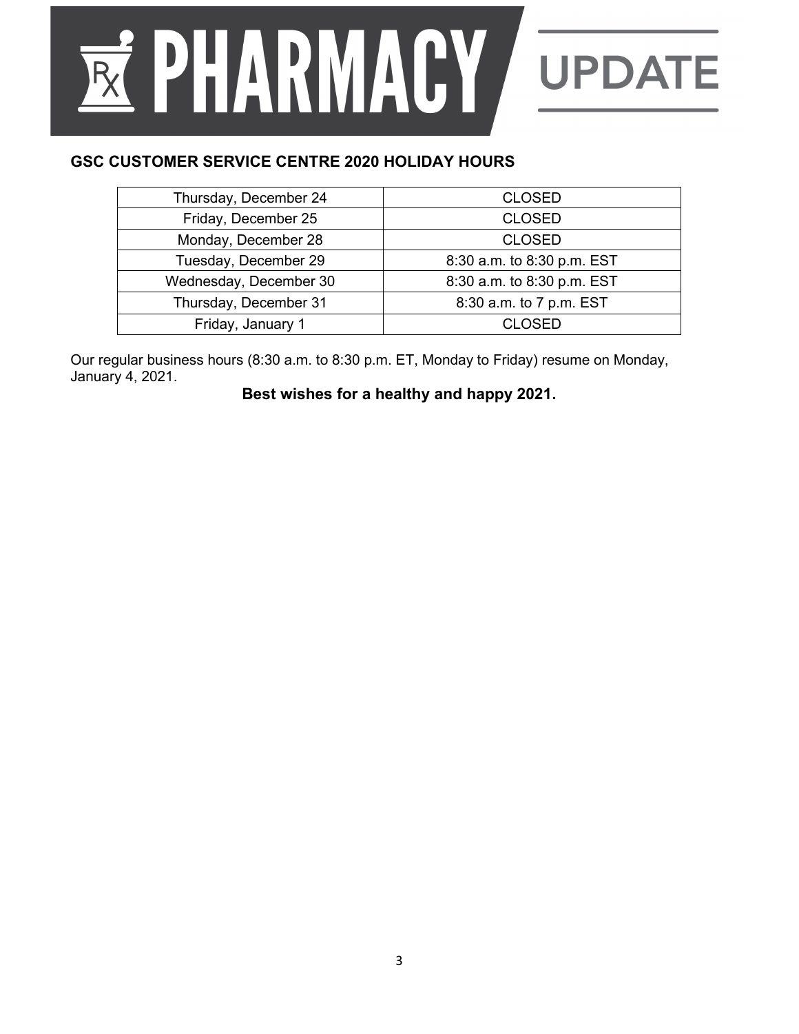# PHARMACY UPDATE

## GSC CUSTOMER SERVICE CENTRE 2020 HOLIDAY HOURS

| | |
|---|---|
| Thursday, December 24 | CLOSED |
| Friday, December 25 | CLOSED |
| Monday, December 28 | CLOSED |
| Tuesday, December 29 | 8:30 a.m. to 8:30 p.m. EST |
| Wednesday, December 30 | 8:30 a.m. to 8:30 p.m. EST |
| Thursday, December 31 | 8:30 a.m. to 7 p.m. EST |
| Friday, January 1 | CLOSED |

Our regular business hours (8:30 a.m. to 8:30 p.m. ET, Monday to Friday) resume on Monday, January 4, 2021.

**Best wishes for a healthy and happy 2021.**